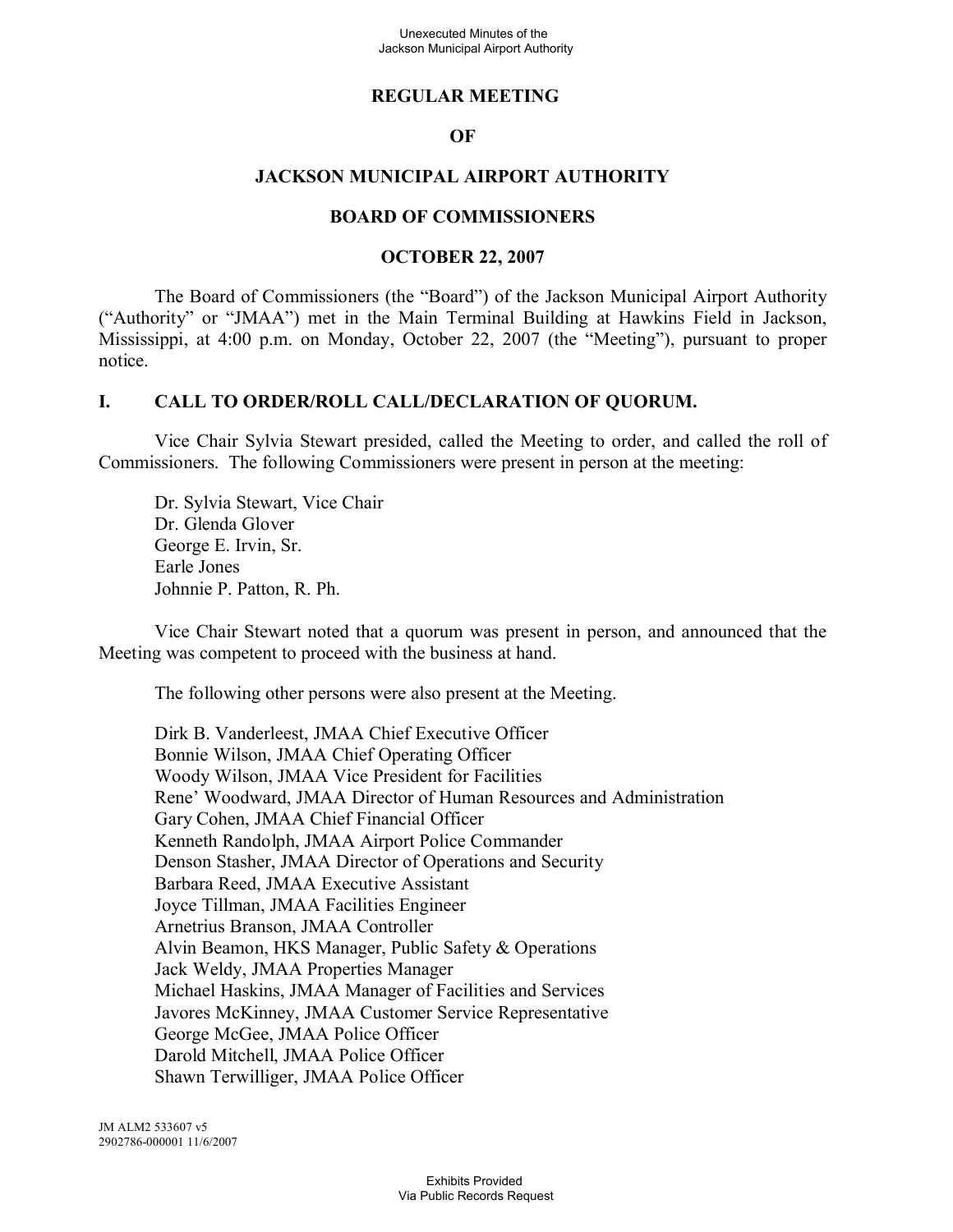# REGULAR MEETING

# OF

# JACKSON MUNICIPAL AIRPORT AUTHORITY

# BOARD OF COMMISSIONERS

# OCTOBER 22, 2007

The Board of Commissioners (the "Board") of the Jackson Municipal Airport Authority ("Authority" or "JMAA") met in the Main Terminal Building at Hawkins Field in Jackson, Mississippi, at 4:00 p.m. on Monday, October 22, 2007 (the "Meeting"), pursuant to proper notice.

## I. CALL TO ORDER/ROLL CALL/DECLARATION OF QUORUM.

Vice Chair Sylvia Stewart presided, called the Meeting to order, and called the roll of Commissioners. The following Commissioners were present in person at the meeting:

Dr. Sylvia Stewart, Vice Chair  
Dr. Glenda Glover  
George E. Irvin, Sr.  
Earle Jones  
Johnnie P. Patton, R. Ph.

Vice Chair Stewart noted that a quorum was present in person, and announced that the Meeting was competent to proceed with the business at hand.

The following other persons were also present at the Meeting.

Dirk B. Vanderleest, JMAA Chief Executive Officer  
Bonnie Wilson, JMAA Chief Operating Officer  
Woody Wilson, JMAA Vice President for Facilities  
Rene' Woodward, JMAA Director of Human Resources and Administration  
Gary Cohen, JMAA Chief Financial Officer  
Kenneth Randolph, JMAA Airport Police Commander  
Denson Stasher, JMAA Director of Operations and Security  
Barbara Reed, JMAA Executive Assistant  
Joyce Tillman, JMAA Facilities Engineer  
Arnetrius Branson, JMAA Controller  
Alvin Beamon, HKS Manager, Public Safety & Operations  
Jack Weldy, JMAA Properties Manager  
Michael Haskins, JMAA Manager of Facilities and Services  
Javores McKinney, JMAA Customer Service Representative  
George McGee, JMAA Police Officer  
Darold Mitchell, JMAA Police Officer  
Shawn Terwilliger, JMAA Police Officer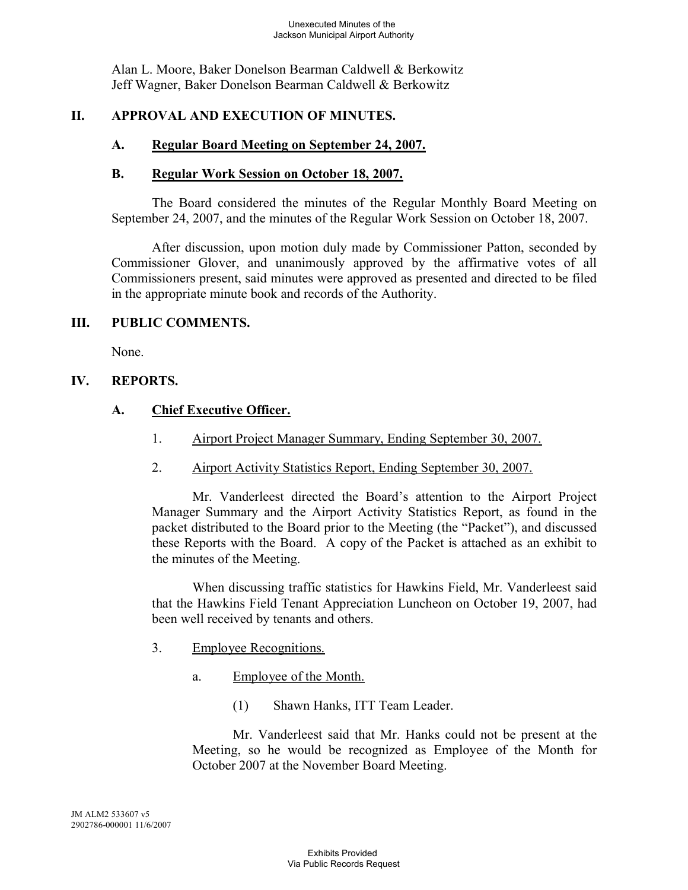Alan L. Moore, Baker Donelson Bearman Caldwell & Berkowitz
Jeff Wagner, Baker Donelson Bearman Caldwell & Berkowitz

## II. APPROVAL AND EXECUTION OF MINUTES.

### A. <u>Regular Board Meeting on September 24, 2007.</u>

### B. <u>Regular Work Session on October 18, 2007.</u>

The Board considered the minutes of the Regular Monthly Board Meeting on September 24, 2007, and the minutes of the Regular Work Session on October 18, 2007.

After discussion, upon motion duly made by Commissioner Patton, seconded by Commissioner Glover, and unanimously approved by the affirmative votes of all Commissioners present, said minutes were approved as presented and directed to be filed in the appropriate minute book and records of the Authority.

## III. PUBLIC COMMENTS.

None.

## IV. REPORTS.

### A. <u>Chief Executive Officer.</u>

1. <u>Airport Project Manager Summary, Ending September 30, 2007.</u>

2. <u>Airport Activity Statistics Report, Ending September 30, 2007.</u>

Mr. Vanderleest directed the Board's attention to the Airport Project Manager Summary and the Airport Activity Statistics Report, as found in the packet distributed to the Board prior to the Meeting (the "Packet"), and discussed these Reports with the Board. A copy of the Packet is attached as an exhibit to the minutes of the Meeting.

When discussing traffic statistics for Hawkins Field, Mr. Vanderleest said that the Hawkins Field Tenant Appreciation Luncheon on October 19, 2007, had been well received by tenants and others.

3. <u>Employee Recognitions.</u>

   a. <u>Employee of the Month.</u>

      (1) Shawn Hanks, ITT Team Leader.

Mr. Vanderleest said that Mr. Hanks could not be present at the Meeting, so he would be recognized as Employee of the Month for October 2007 at the November Board Meeting.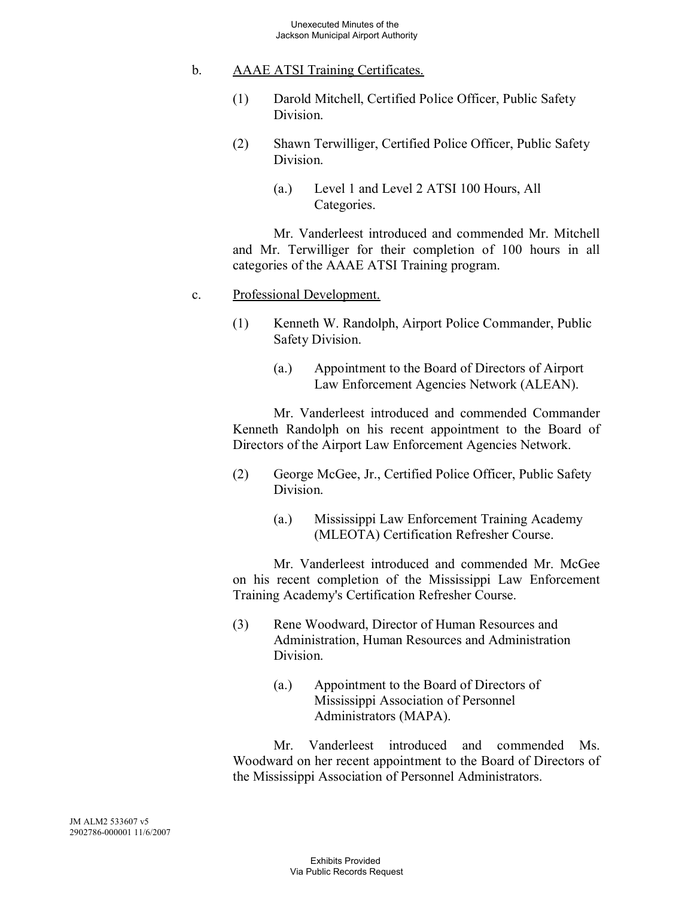b. <u>AAAE ATSI Training Certificates.</u>

(1) Darold Mitchell, Certified Police Officer, Public Safety Division.

(2) Shawn Terwilliger, Certified Police Officer, Public Safety Division.

(a.) Level 1 and Level 2 ATSI 100 Hours, All Categories.

Mr. Vanderleest introduced and commended Mr. Mitchell and Mr. Terwilliger for their completion of 100 hours in all categories of the AAAE ATSI Training program.

c. <u>Professional Development.</u>

(1) Kenneth W. Randolph, Airport Police Commander, Public Safety Division.

(a.) Appointment to the Board of Directors of Airport Law Enforcement Agencies Network (ALEAN).

Mr. Vanderleest introduced and commended Commander Kenneth Randolph on his recent appointment to the Board of Directors of the Airport Law Enforcement Agencies Network.

(2) George McGee, Jr., Certified Police Officer, Public Safety Division.

(a.) Mississippi Law Enforcement Training Academy (MLEOTA) Certification Refresher Course.

Mr. Vanderleest introduced and commended Mr. McGee on his recent completion of the Mississippi Law Enforcement Training Academy's Certification Refresher Course.

(3) Rene Woodward, Director of Human Resources and Administration, Human Resources and Administration Division.

(a.) Appointment to the Board of Directors of Mississippi Association of Personnel Administrators (MAPA).

Mr. Vanderleest introduced and commended Ms. Woodward on her recent appointment to the Board of Directors of the Mississippi Association of Personnel Administrators.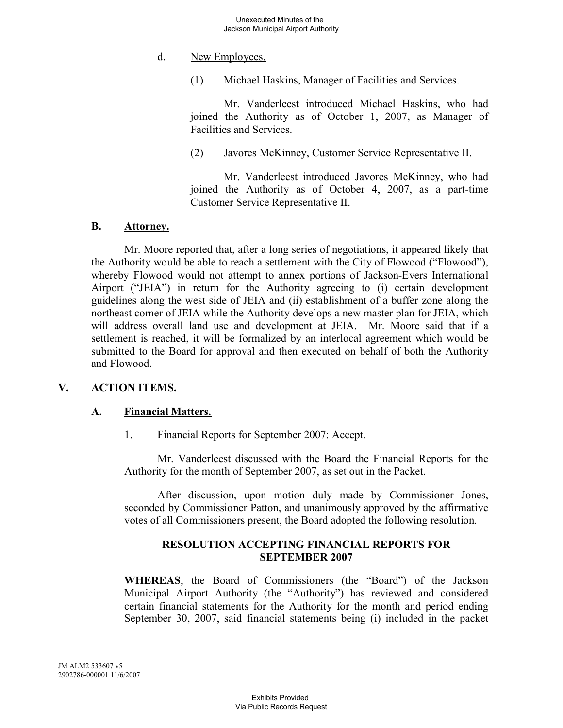d. New Employees.

(1) Michael Haskins, Manager of Facilities and Services.

Mr. Vanderleest introduced Michael Haskins, who had joined the Authority as of October 1, 2007, as Manager of Facilities and Services.

(2) Javores McKinney, Customer Service Representative II.

Mr. Vanderleest introduced Javores McKinney, who had joined the Authority as of October 4, 2007, as a part-time Customer Service Representative II.

## B. Attorney.

Mr. Moore reported that, after a long series of negotiations, it appeared likely that the Authority would be able to reach a settlement with the City of Flowood ("Flowood"), whereby Flowood would not attempt to annex portions of Jackson-Evers International Airport ("JEIA") in return for the Authority agreeing to (i) certain development guidelines along the west side of JEIA and (ii) establishment of a buffer zone along the northeast corner of JEIA while the Authority develops a new master plan for JEIA, which will address overall land use and development at JEIA. Mr. Moore said that if a settlement is reached, it will be formalized by an interlocal agreement which would be submitted to the Board for approval and then executed on behalf of both the Authority and Flowood.

# V. ACTION ITEMS.

## A. Financial Matters.

1. Financial Reports for September 2007: Accept.

Mr. Vanderleest discussed with the Board the Financial Reports for the Authority for the month of September 2007, as set out in the Packet.

After discussion, upon motion duly made by Commissioner Jones, seconded by Commissioner Patton, and unanimously approved by the affirmative votes of all Commissioners present, the Board adopted the following resolution.

**RESOLUTION ACCEPTING FINANCIAL REPORTS FOR SEPTEMBER 2007**

**WHEREAS**, the Board of Commissioners (the "Board") of the Jackson Municipal Airport Authority (the "Authority") has reviewed and considered certain financial statements for the Authority for the month and period ending September 30, 2007, said financial statements being (i) included in the packet

JM ALM2 533607 v5
2902786-000001 11/6/2007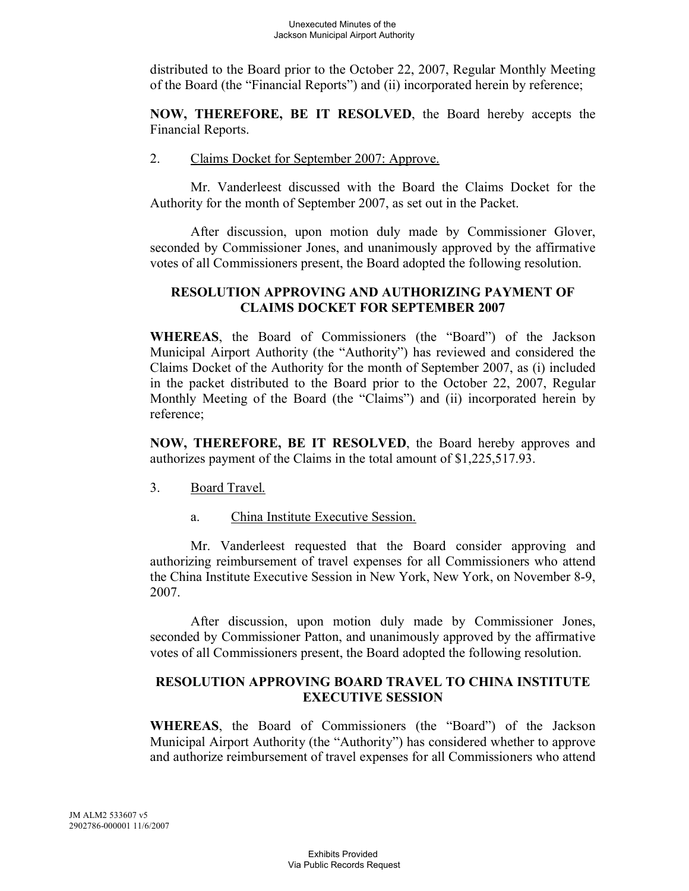distributed to the Board prior to the October 22, 2007, Regular Monthly Meeting of the Board (the "Financial Reports") and (ii) incorporated herein by reference;

**NOW, THEREFORE, BE IT RESOLVED**, the Board hereby accepts the Financial Reports.

2. Claims Docket for September 2007: Approve.

Mr. Vanderleest discussed with the Board the Claims Docket for the Authority for the month of September 2007, as set out in the Packet.

After discussion, upon motion duly made by Commissioner Glover, seconded by Commissioner Jones, and unanimously approved by the affirmative votes of all Commissioners present, the Board adopted the following resolution.

**RESOLUTION APPROVING AND AUTHORIZING PAYMENT OF CLAIMS DOCKET FOR SEPTEMBER 2007**

**WHEREAS**, the Board of Commissioners (the "Board") of the Jackson Municipal Airport Authority (the "Authority") has reviewed and considered the Claims Docket of the Authority for the month of September 2007, as (i) included in the packet distributed to the Board prior to the October 22, 2007, Regular Monthly Meeting of the Board (the "Claims") and (ii) incorporated herein by reference;

**NOW, THEREFORE, BE IT RESOLVED**, the Board hereby approves and authorizes payment of the Claims in the total amount of $1,225,517.93.

3. Board Travel.

a. China Institute Executive Session.

Mr. Vanderleest requested that the Board consider approving and authorizing reimbursement of travel expenses for all Commissioners who attend the China Institute Executive Session in New York, New York, on November 8-9, 2007.

After discussion, upon motion duly made by Commissioner Jones, seconded by Commissioner Patton, and unanimously approved by the affirmative votes of all Commissioners present, the Board adopted the following resolution.

**RESOLUTION APPROVING BOARD TRAVEL TO CHINA INSTITUTE EXECUTIVE SESSION**

**WHEREAS**, the Board of Commissioners (the "Board") of the Jackson Municipal Airport Authority (the "Authority") has considered whether to approve and authorize reimbursement of travel expenses for all Commissioners who attend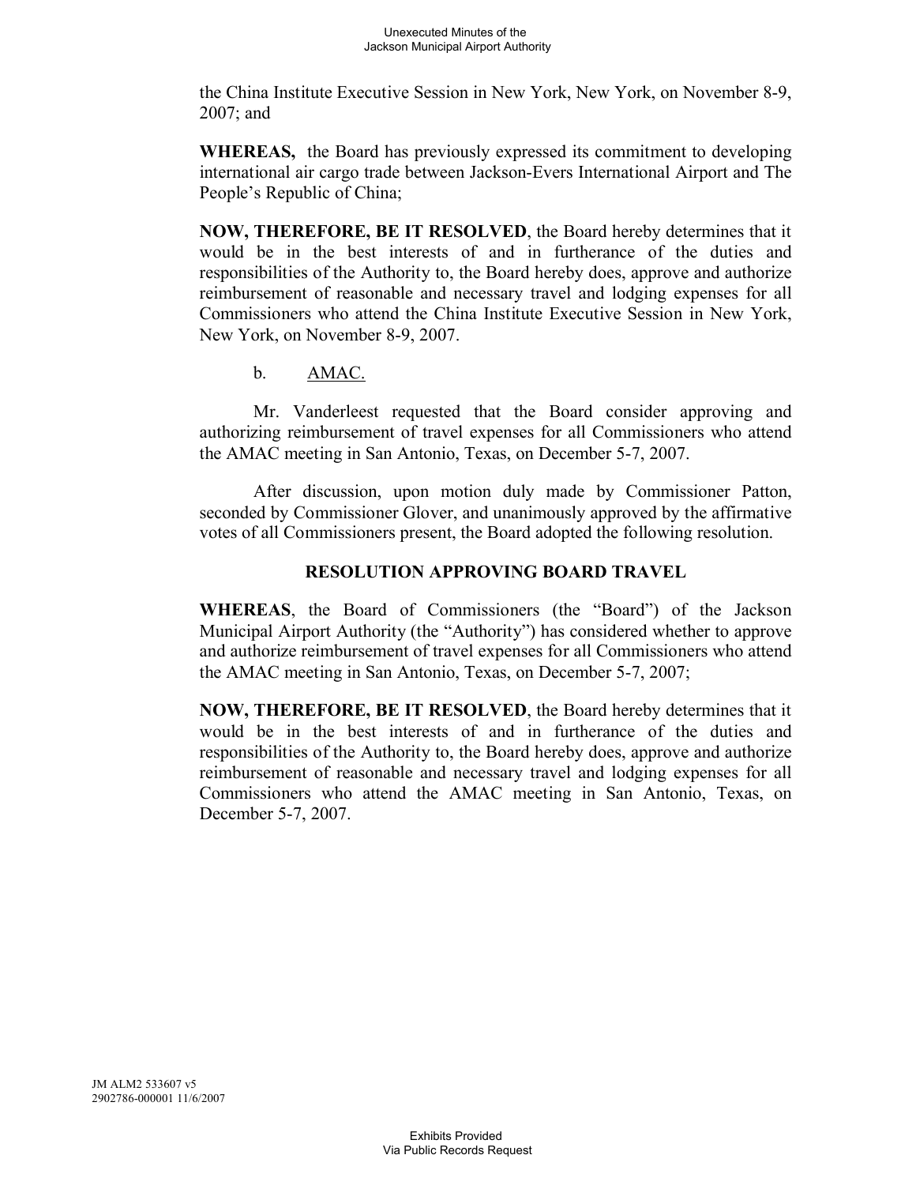the China Institute Executive Session in New York, New York, on November 8-9, 2007; and

**WHEREAS,** the Board has previously expressed its commitment to developing international air cargo trade between Jackson-Evers International Airport and The People's Republic of China;

**NOW, THEREFORE, BE IT RESOLVED**, the Board hereby determines that it would be in the best interests of and in furtherance of the duties and responsibilities of the Authority to, the Board hereby does, approve and authorize reimbursement of reasonable and necessary travel and lodging expenses for all Commissioners who attend the China Institute Executive Session in New York, New York, on November 8-9, 2007.

b. AMAC.

Mr. Vanderleest requested that the Board consider approving and authorizing reimbursement of travel expenses for all Commissioners who attend the AMAC meeting in San Antonio, Texas, on December 5-7, 2007.

After discussion, upon motion duly made by Commissioner Patton, seconded by Commissioner Glover, and unanimously approved by the affirmative votes of all Commissioners present, the Board adopted the following resolution.

**RESOLUTION APPROVING BOARD TRAVEL**

**WHEREAS**, the Board of Commissioners (the "Board") of the Jackson Municipal Airport Authority (the "Authority") has considered whether to approve and authorize reimbursement of travel expenses for all Commissioners who attend the AMAC meeting in San Antonio, Texas, on December 5-7, 2007;

**NOW, THEREFORE, BE IT RESOLVED**, the Board hereby determines that it would be in the best interests of and in furtherance of the duties and responsibilities of the Authority to, the Board hereby does, approve and authorize reimbursement of reasonable and necessary travel and lodging expenses for all Commissioners who attend the AMAC meeting in San Antonio, Texas, on December 5-7, 2007.

JM ALM2 533607 v5
2902786-000001 11/6/2007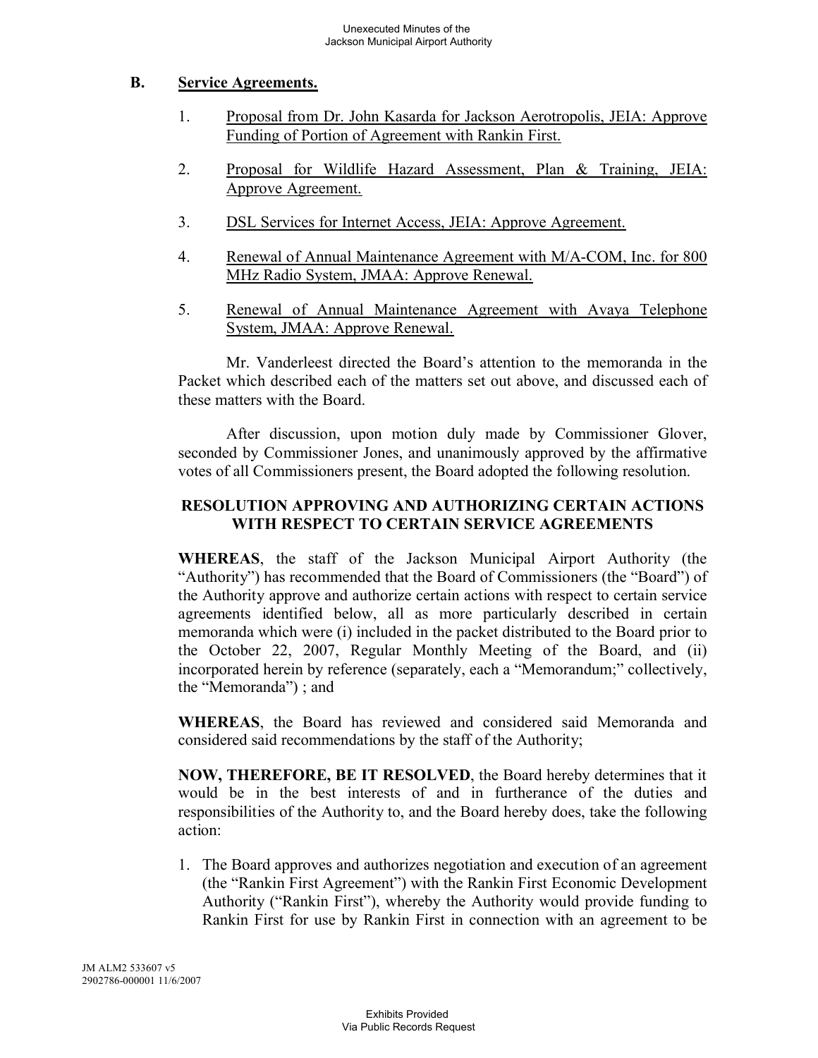## B. Service Agreements.

1. Proposal from Dr. John Kasarda for Jackson Aerotropolis, JEIA: Approve Funding of Portion of Agreement with Rankin First.

2. Proposal for Wildlife Hazard Assessment, Plan & Training, JEIA: Approve Agreement.

3. DSL Services for Internet Access, JEIA: Approve Agreement.

4. Renewal of Annual Maintenance Agreement with M/A-COM, Inc. for 800 MHz Radio System, JMAA: Approve Renewal.

5. Renewal of Annual Maintenance Agreement with Avaya Telephone System, JMAA: Approve Renewal.

Mr. Vanderleest directed the Board's attention to the memoranda in the Packet which described each of the matters set out above, and discussed each of these matters with the Board.

After discussion, upon motion duly made by Commissioner Glover, seconded by Commissioner Jones, and unanimously approved by the affirmative votes of all Commissioners present, the Board adopted the following resolution.

**RESOLUTION APPROVING AND AUTHORIZING CERTAIN ACTIONS WITH RESPECT TO CERTAIN SERVICE AGREEMENTS**

**WHEREAS**, the staff of the Jackson Municipal Airport Authority (the "Authority") has recommended that the Board of Commissioners (the "Board") of the Authority approve and authorize certain actions with respect to certain service agreements identified below, all as more particularly described in certain memoranda which were (i) included in the packet distributed to the Board prior to the October 22, 2007, Regular Monthly Meeting of the Board, and (ii) incorporated herein by reference (separately, each a "Memorandum;" collectively, the "Memoranda") ; and

**WHEREAS**, the Board has reviewed and considered said Memoranda and considered said recommendations by the staff of the Authority;

**NOW, THEREFORE, BE IT RESOLVED**, the Board hereby determines that it would be in the best interests of and in furtherance of the duties and responsibilities of the Authority to, and the Board hereby does, take the following action:

1. The Board approves and authorizes negotiation and execution of an agreement (the "Rankin First Agreement") with the Rankin First Economic Development Authority ("Rankin First"), whereby the Authority would provide funding to Rankin First for use by Rankin First in connection with an agreement to be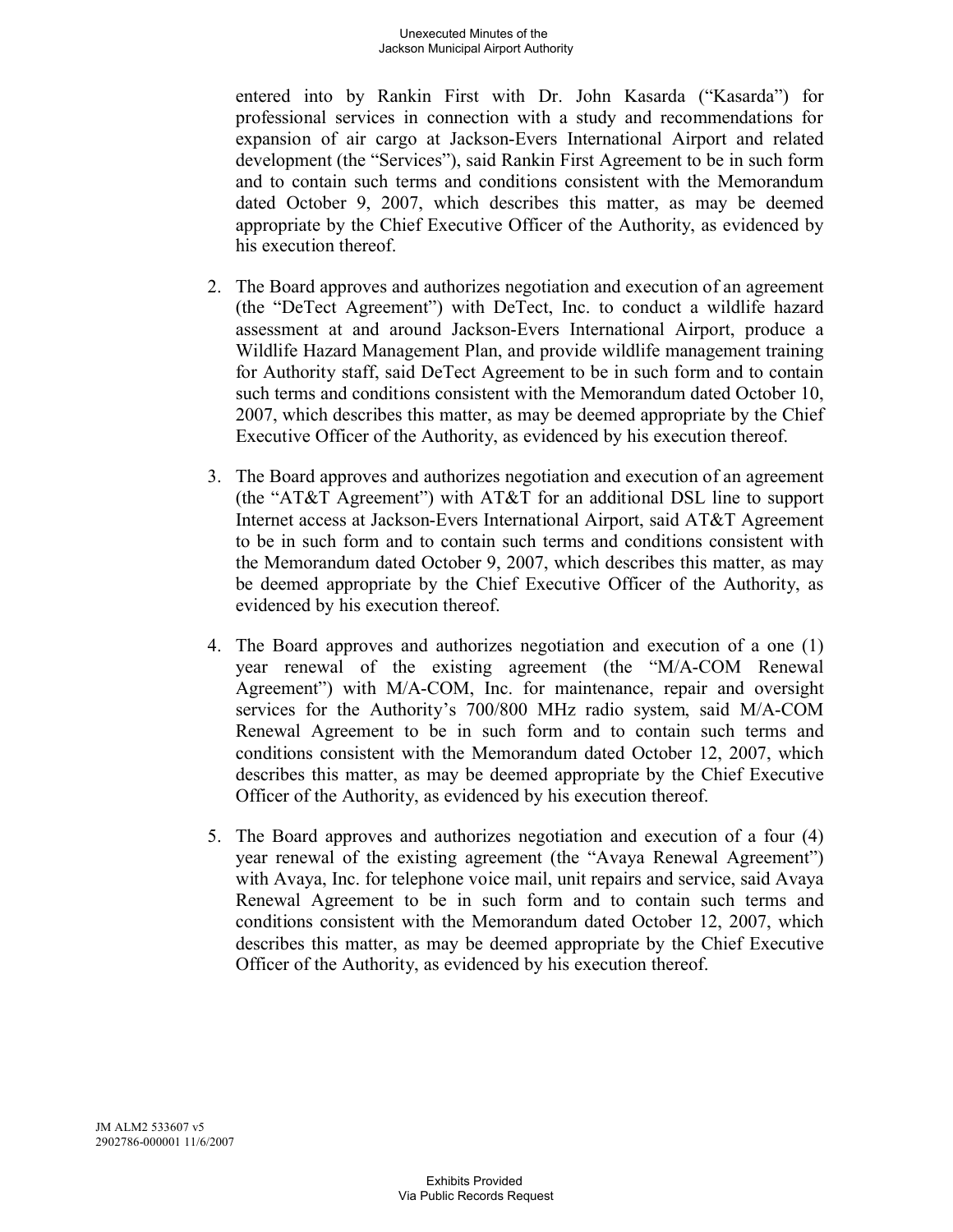entered into by Rankin First with Dr. John Kasarda ("Kasarda") for professional services in connection with a study and recommendations for expansion of air cargo at Jackson-Evers International Airport and related development (the "Services"), said Rankin First Agreement to be in such form and to contain such terms and conditions consistent with the Memorandum dated October 9, 2007, which describes this matter, as may be deemed appropriate by the Chief Executive Officer of the Authority, as evidenced by his execution thereof.

2. The Board approves and authorizes negotiation and execution of an agreement (the "DeTect Agreement") with DeTect, Inc. to conduct a wildlife hazard assessment at and around Jackson-Evers International Airport, produce a Wildlife Hazard Management Plan, and provide wildlife management training for Authority staff, said DeTect Agreement to be in such form and to contain such terms and conditions consistent with the Memorandum dated October 10, 2007, which describes this matter, as may be deemed appropriate by the Chief Executive Officer of the Authority, as evidenced by his execution thereof.

3. The Board approves and authorizes negotiation and execution of an agreement (the "AT&T Agreement") with AT&T for an additional DSL line to support Internet access at Jackson-Evers International Airport, said AT&T Agreement to be in such form and to contain such terms and conditions consistent with the Memorandum dated October 9, 2007, which describes this matter, as may be deemed appropriate by the Chief Executive Officer of the Authority, as evidenced by his execution thereof.

4. The Board approves and authorizes negotiation and execution of a one (1) year renewal of the existing agreement (the "M/A-COM Renewal Agreement") with M/A-COM, Inc. for maintenance, repair and oversight services for the Authority's 700/800 MHz radio system, said M/A-COM Renewal Agreement to be in such form and to contain such terms and conditions consistent with the Memorandum dated October 12, 2007, which describes this matter, as may be deemed appropriate by the Chief Executive Officer of the Authority, as evidenced by his execution thereof.

5. The Board approves and authorizes negotiation and execution of a four (4) year renewal of the existing agreement (the "Avaya Renewal Agreement") with Avaya, Inc. for telephone voice mail, unit repairs and service, said Avaya Renewal Agreement to be in such form and to contain such terms and conditions consistent with the Memorandum dated October 12, 2007, which describes this matter, as may be deemed appropriate by the Chief Executive Officer of the Authority, as evidenced by his execution thereof.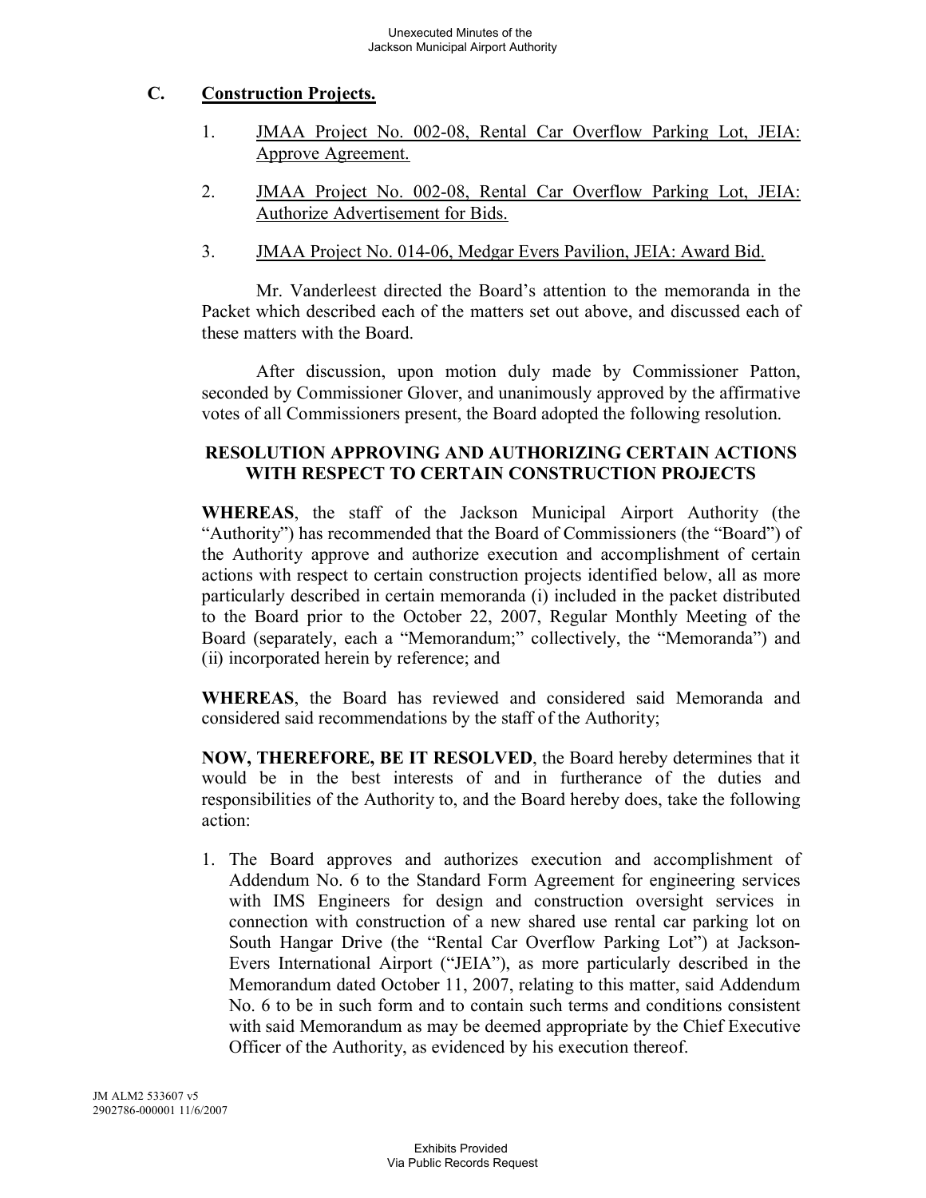## C. Construction Projects.

1. JMAA Project No. 002-08, Rental Car Overflow Parking Lot, JEIA: Approve Agreement.

2. JMAA Project No. 002-08, Rental Car Overflow Parking Lot, JEIA: Authorize Advertisement for Bids.

3. JMAA Project No. 014-06, Medgar Evers Pavilion, JEIA: Award Bid.

Mr. Vanderleest directed the Board's attention to the memoranda in the Packet which described each of the matters set out above, and discussed each of these matters with the Board.

After discussion, upon motion duly made by Commissioner Patton, seconded by Commissioner Glover, and unanimously approved by the affirmative votes of all Commissioners present, the Board adopted the following resolution.

**RESOLUTION APPROVING AND AUTHORIZING CERTAIN ACTIONS WITH RESPECT TO CERTAIN CONSTRUCTION PROJECTS**

**WHEREAS**, the staff of the Jackson Municipal Airport Authority (the "Authority") has recommended that the Board of Commissioners (the "Board") of the Authority approve and authorize execution and accomplishment of certain actions with respect to certain construction projects identified below, all as more particularly described in certain memoranda (i) included in the packet distributed to the Board prior to the October 22, 2007, Regular Monthly Meeting of the Board (separately, each a "Memorandum;" collectively, the "Memoranda") and (ii) incorporated herein by reference; and

**WHEREAS**, the Board has reviewed and considered said Memoranda and considered said recommendations by the staff of the Authority;

**NOW, THEREFORE, BE IT RESOLVED**, the Board hereby determines that it would be in the best interests of and in furtherance of the duties and responsibilities of the Authority to, and the Board hereby does, take the following action:

1. The Board approves and authorizes execution and accomplishment of Addendum No. 6 to the Standard Form Agreement for engineering services with IMS Engineers for design and construction oversight services in connection with construction of a new shared use rental car parking lot on South Hangar Drive (the "Rental Car Overflow Parking Lot") at Jackson-Evers International Airport ("JEIA"), as more particularly described in the Memorandum dated October 11, 2007, relating to this matter, said Addendum No. 6 to be in such form and to contain such terms and conditions consistent with said Memorandum as may be deemed appropriate by the Chief Executive Officer of the Authority, as evidenced by his execution thereof.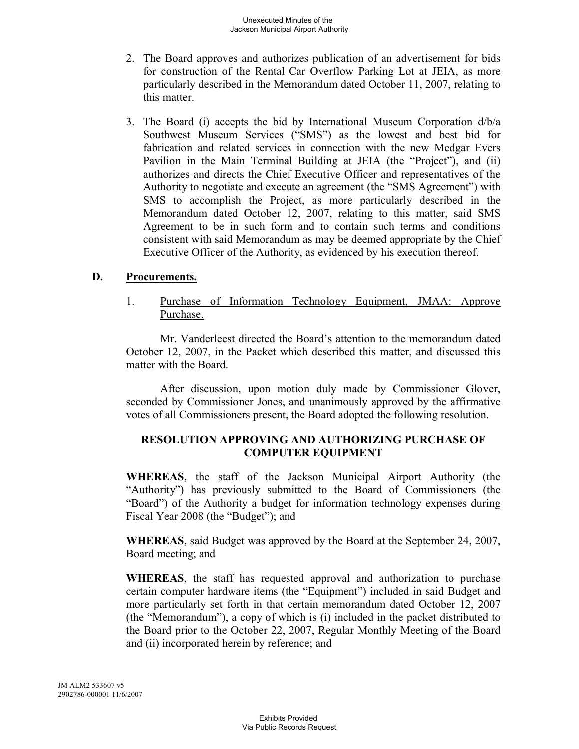2. The Board approves and authorizes publication of an advertisement for bids for construction of the Rental Car Overflow Parking Lot at JEIA, as more particularly described in the Memorandum dated October 11, 2007, relating to this matter.

3. The Board (i) accepts the bid by International Museum Corporation d/b/a Southwest Museum Services ("SMS") as the lowest and best bid for fabrication and related services in connection with the new Medgar Evers Pavilion in the Main Terminal Building at JEIA (the "Project"), and (ii) authorizes and directs the Chief Executive Officer and representatives of the Authority to negotiate and execute an agreement (the "SMS Agreement") with SMS to accomplish the Project, as more particularly described in the Memorandum dated October 12, 2007, relating to this matter, said SMS Agreement to be in such form and to contain such terms and conditions consistent with said Memorandum as may be deemed appropriate by the Chief Executive Officer of the Authority, as evidenced by his execution thereof.

## D. Procurements.

1. Purchase of Information Technology Equipment, JMAA: Approve Purchase.

Mr. Vanderleest directed the Board's attention to the memorandum dated October 12, 2007, in the Packet which described this matter, and discussed this matter with the Board.

After discussion, upon motion duly made by Commissioner Glover, seconded by Commissioner Jones, and unanimously approved by the affirmative votes of all Commissioners present, the Board adopted the following resolution.

**RESOLUTION APPROVING AND AUTHORIZING PURCHASE OF COMPUTER EQUIPMENT**

**WHEREAS**, the staff of the Jackson Municipal Airport Authority (the "Authority") has previously submitted to the Board of Commissioners (the "Board") of the Authority a budget for information technology expenses during Fiscal Year 2008 (the "Budget"); and

**WHEREAS**, said Budget was approved by the Board at the September 24, 2007, Board meeting; and

**WHEREAS**, the staff has requested approval and authorization to purchase certain computer hardware items (the "Equipment") included in said Budget and more particularly set forth in that certain memorandum dated October 12, 2007 (the "Memorandum"), a copy of which is (i) included in the packet distributed to the Board prior to the October 22, 2007, Regular Monthly Meeting of the Board and (ii) incorporated herein by reference; and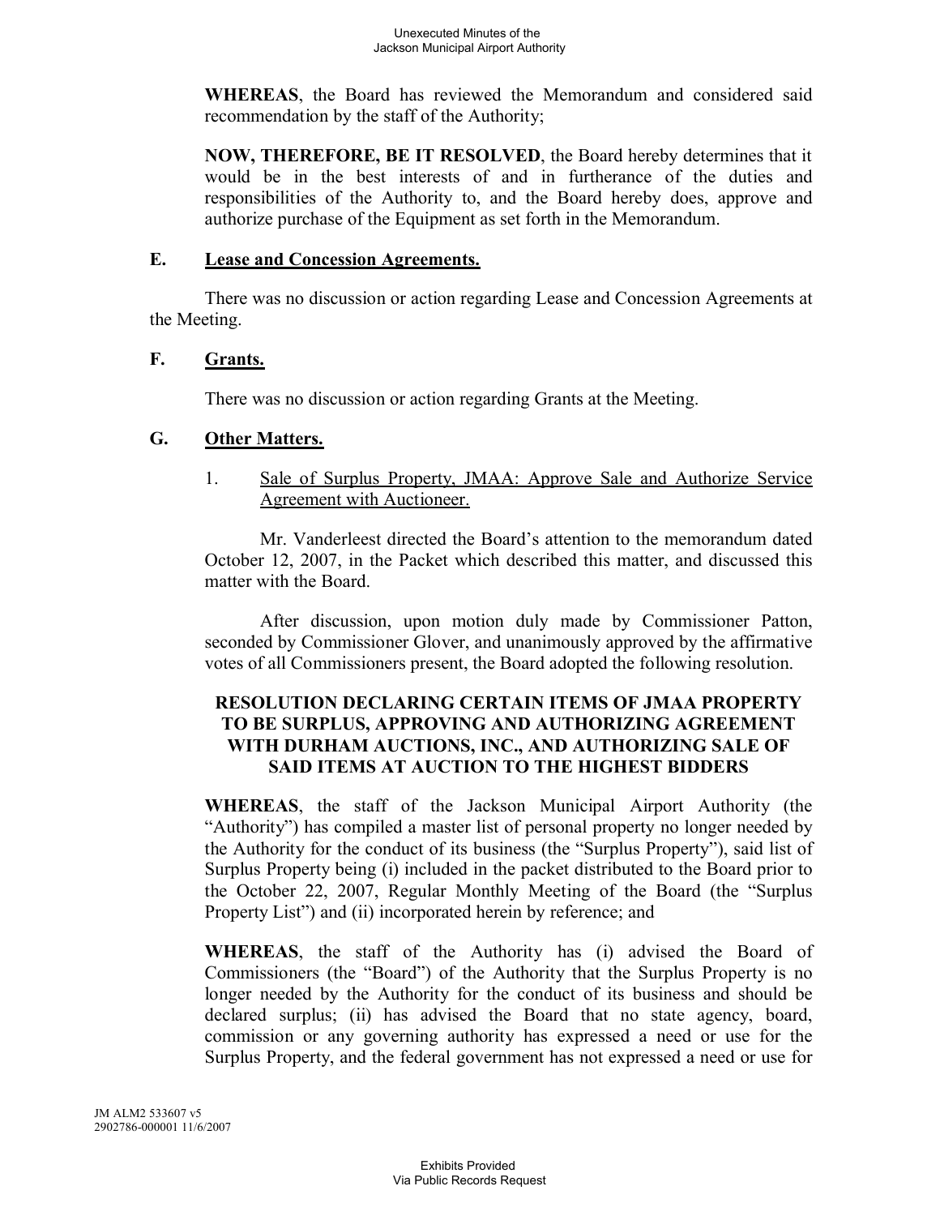**WHEREAS**, the Board has reviewed the Memorandum and considered said recommendation by the staff of the Authority;

**NOW, THEREFORE, BE IT RESOLVED**, the Board hereby determines that it would be in the best interests of and in furtherance of the duties and responsibilities of the Authority to, and the Board hereby does, approve and authorize purchase of the Equipment as set forth in the Memorandum.

## E. Lease and Concession Agreements.

There was no discussion or action regarding Lease and Concession Agreements at the Meeting.

## F. Grants.

There was no discussion or action regarding Grants at the Meeting.

## G. Other Matters.

1. Sale of Surplus Property, JMAA: Approve Sale and Authorize Service Agreement with Auctioneer.

Mr. Vanderleest directed the Board's attention to the memorandum dated October 12, 2007, in the Packet which described this matter, and discussed this matter with the Board.

After discussion, upon motion duly made by Commissioner Patton, seconded by Commissioner Glover, and unanimously approved by the affirmative votes of all Commissioners present, the Board adopted the following resolution.

**RESOLUTION DECLARING CERTAIN ITEMS OF JMAA PROPERTY TO BE SURPLUS, APPROVING AND AUTHORIZING AGREEMENT WITH DURHAM AUCTIONS, INC., AND AUTHORIZING SALE OF SAID ITEMS AT AUCTION TO THE HIGHEST BIDDERS**

**WHEREAS**, the staff of the Jackson Municipal Airport Authority (the "Authority") has compiled a master list of personal property no longer needed by the Authority for the conduct of its business (the "Surplus Property"), said list of Surplus Property being (i) included in the packet distributed to the Board prior to the October 22, 2007, Regular Monthly Meeting of the Board (the "Surplus Property List") and (ii) incorporated herein by reference; and

**WHEREAS**, the staff of the Authority has (i) advised the Board of Commissioners (the "Board") of the Authority that the Surplus Property is no longer needed by the Authority for the conduct of its business and should be declared surplus; (ii) has advised the Board that no state agency, board, commission or any governing authority has expressed a need or use for the Surplus Property, and the federal government has not expressed a need or use for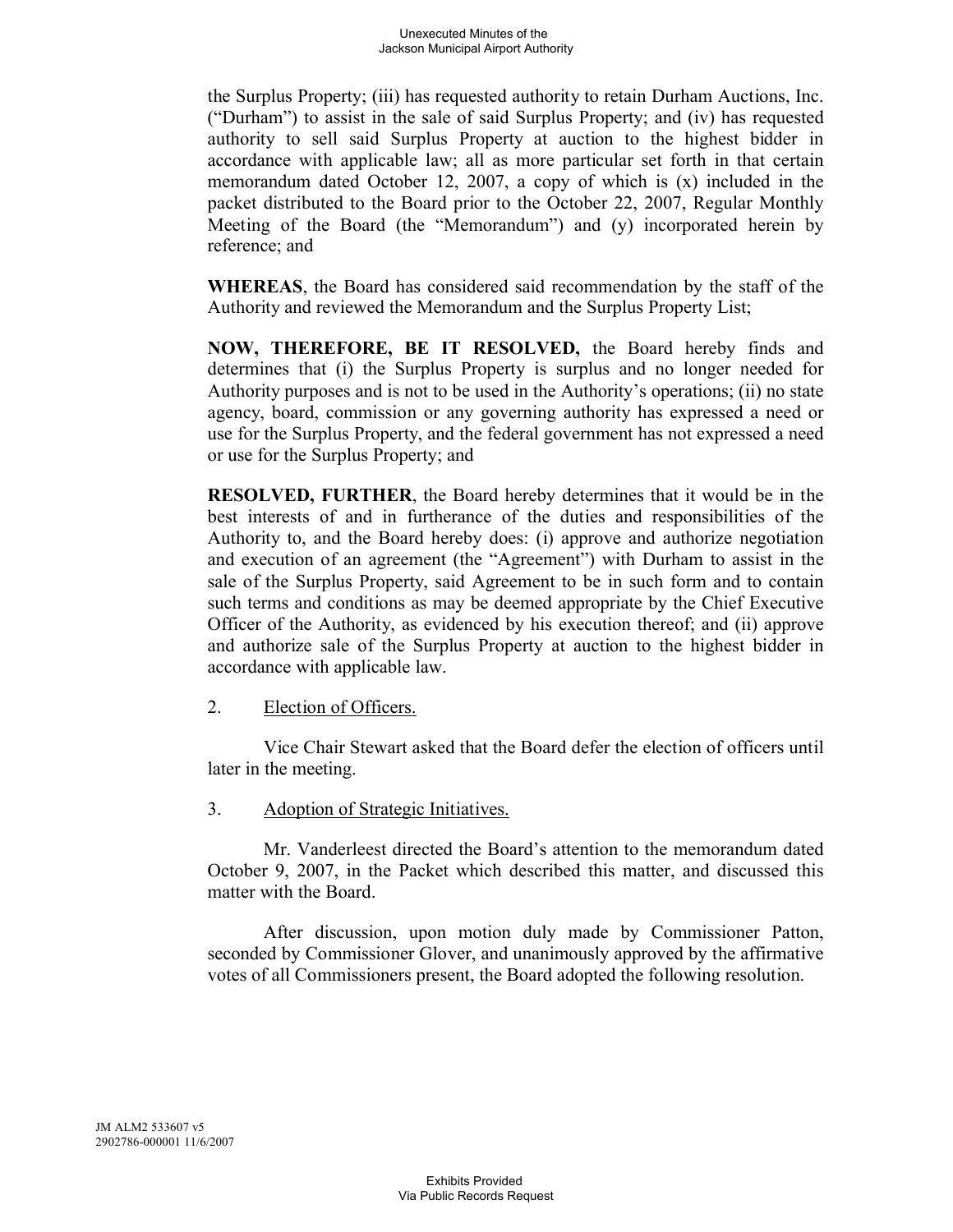the Surplus Property; (iii) has requested authority to retain Durham Auctions, Inc. ("Durham") to assist in the sale of said Surplus Property; and (iv) has requested authority to sell said Surplus Property at auction to the highest bidder in accordance with applicable law; all as more particular set forth in that certain memorandum dated October 12, 2007, a copy of which is (x) included in the packet distributed to the Board prior to the October 22, 2007, Regular Monthly Meeting of the Board (the "Memorandum") and (y) incorporated herein by reference; and

**WHEREAS**, the Board has considered said recommendation by the staff of the Authority and reviewed the Memorandum and the Surplus Property List;

**NOW, THEREFORE, BE IT RESOLVED,** the Board hereby finds and determines that (i) the Surplus Property is surplus and no longer needed for Authority purposes and is not to be used in the Authority's operations; (ii) no state agency, board, commission or any governing authority has expressed a need or use for the Surplus Property, and the federal government has not expressed a need or use for the Surplus Property; and

**RESOLVED, FURTHER**, the Board hereby determines that it would be in the best interests of and in furtherance of the duties and responsibilities of the Authority to, and the Board hereby does: (i) approve and authorize negotiation and execution of an agreement (the "Agreement") with Durham to assist in the sale of the Surplus Property, said Agreement to be in such form and to contain such terms and conditions as may be deemed appropriate by the Chief Executive Officer of the Authority, as evidenced by his execution thereof; and (ii) approve and authorize sale of the Surplus Property at auction to the highest bidder in accordance with applicable law.

2. Election of Officers.

Vice Chair Stewart asked that the Board defer the election of officers until later in the meeting.

3. Adoption of Strategic Initiatives.

Mr. Vanderleest directed the Board's attention to the memorandum dated October 9, 2007, in the Packet which described this matter, and discussed this matter with the Board.

After discussion, upon motion duly made by Commissioner Patton, seconded by Commissioner Glover, and unanimously approved by the affirmative votes of all Commissioners present, the Board adopted the following resolution.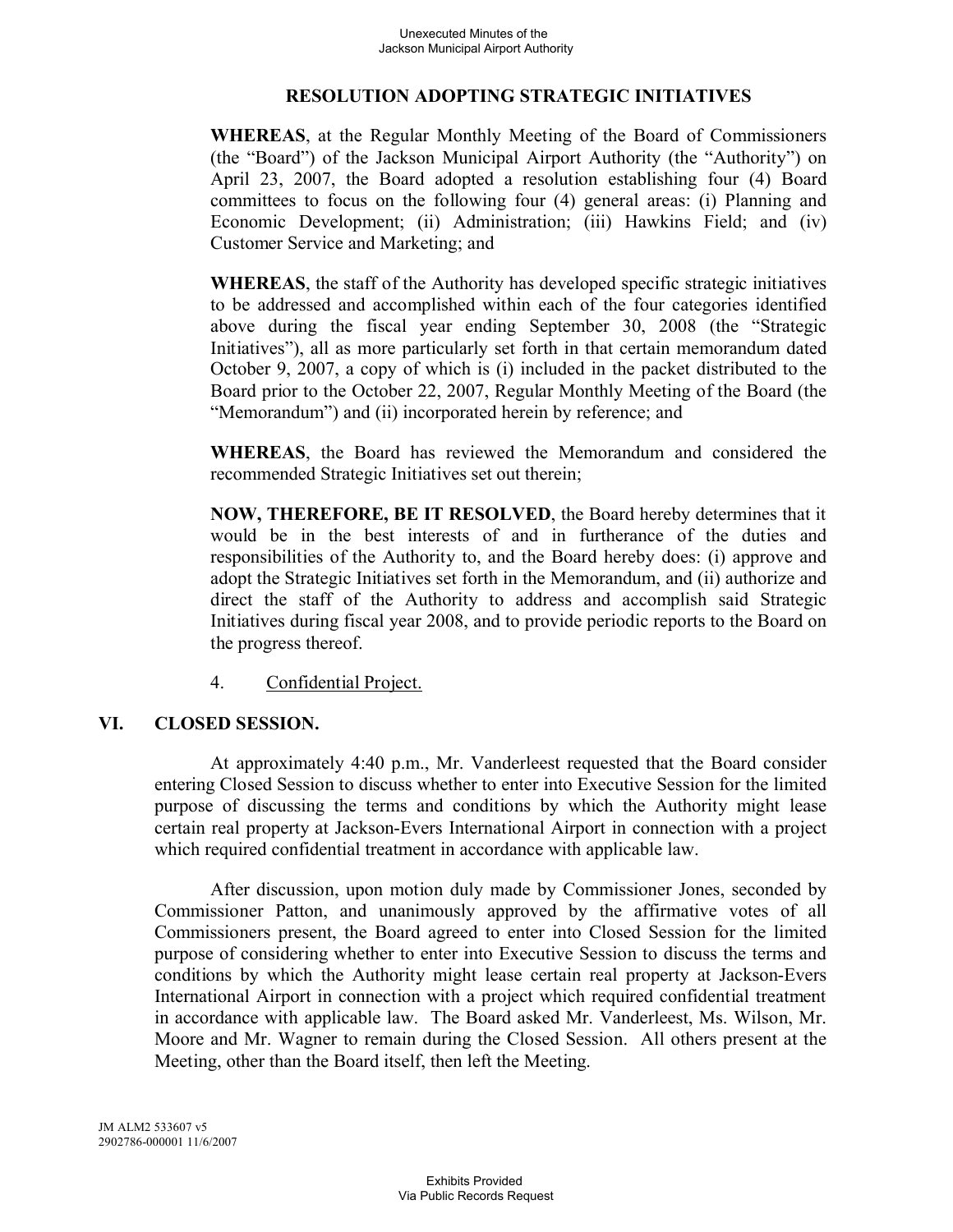### RESOLUTION ADOPTING STRATEGIC INITIATIVES

**WHEREAS**, at the Regular Monthly Meeting of the Board of Commissioners (the "Board") of the Jackson Municipal Airport Authority (the "Authority") on April 23, 2007, the Board adopted a resolution establishing four (4) Board committees to focus on the following four (4) general areas: (i) Planning and Economic Development; (ii) Administration; (iii) Hawkins Field; and (iv) Customer Service and Marketing; and

**WHEREAS**, the staff of the Authority has developed specific strategic initiatives to be addressed and accomplished within each of the four categories identified above during the fiscal year ending September 30, 2008 (the "Strategic Initiatives"), all as more particularly set forth in that certain memorandum dated October 9, 2007, a copy of which is (i) included in the packet distributed to the Board prior to the October 22, 2007, Regular Monthly Meeting of the Board (the "Memorandum") and (ii) incorporated herein by reference; and

**WHEREAS**, the Board has reviewed the Memorandum and considered the recommended Strategic Initiatives set out therein;

**NOW, THEREFORE, BE IT RESOLVED**, the Board hereby determines that it would be in the best interests of and in furtherance of the duties and responsibilities of the Authority to, and the Board hereby does: (i) approve and adopt the Strategic Initiatives set forth in the Memorandum, and (ii) authorize and direct the staff of the Authority to address and accomplish said Strategic Initiatives during fiscal year 2008, and to provide periodic reports to the Board on the progress thereof.

4. Confidential Project.

## VI. CLOSED SESSION.

At approximately 4:40 p.m., Mr. Vanderleest requested that the Board consider entering Closed Session to discuss whether to enter into Executive Session for the limited purpose of discussing the terms and conditions by which the Authority might lease certain real property at Jackson-Evers International Airport in connection with a project which required confidential treatment in accordance with applicable law.

After discussion, upon motion duly made by Commissioner Jones, seconded by Commissioner Patton, and unanimously approved by the affirmative votes of all Commissioners present, the Board agreed to enter into Closed Session for the limited purpose of considering whether to enter into Executive Session to discuss the terms and conditions by which the Authority might lease certain real property at Jackson-Evers International Airport in connection with a project which required confidential treatment in accordance with applicable law. The Board asked Mr. Vanderleest, Ms. Wilson, Mr. Moore and Mr. Wagner to remain during the Closed Session. All others present at the Meeting, other than the Board itself, then left the Meeting.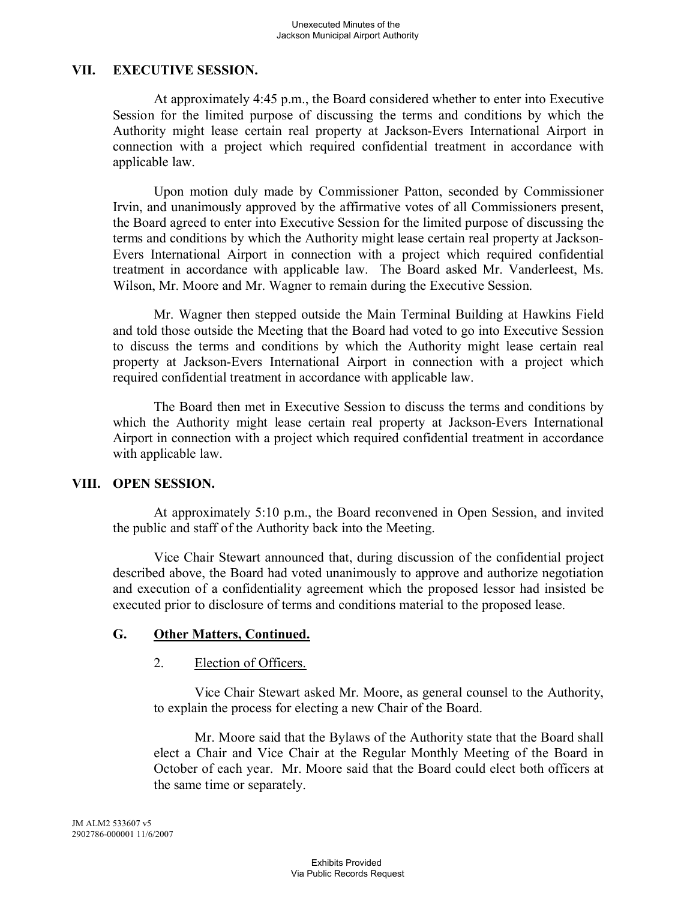## VII. EXECUTIVE SESSION.

At approximately 4:45 p.m., the Board considered whether to enter into Executive Session for the limited purpose of discussing the terms and conditions by which the Authority might lease certain real property at Jackson-Evers International Airport in connection with a project which required confidential treatment in accordance with applicable law.

Upon motion duly made by Commissioner Patton, seconded by Commissioner Irvin, and unanimously approved by the affirmative votes of all Commissioners present, the Board agreed to enter into Executive Session for the limited purpose of discussing the terms and conditions by which the Authority might lease certain real property at Jackson-Evers International Airport in connection with a project which required confidential treatment in accordance with applicable law. The Board asked Mr. Vanderleest, Ms. Wilson, Mr. Moore and Mr. Wagner to remain during the Executive Session.

Mr. Wagner then stepped outside the Main Terminal Building at Hawkins Field and told those outside the Meeting that the Board had voted to go into Executive Session to discuss the terms and conditions by which the Authority might lease certain real property at Jackson-Evers International Airport in connection with a project which required confidential treatment in accordance with applicable law.

The Board then met in Executive Session to discuss the terms and conditions by which the Authority might lease certain real property at Jackson-Evers International Airport in connection with a project which required confidential treatment in accordance with applicable law.

## VIII. OPEN SESSION.

At approximately 5:10 p.m., the Board reconvened in Open Session, and invited the public and staff of the Authority back into the Meeting.

Vice Chair Stewart announced that, during discussion of the confidential project described above, the Board had voted unanimously to approve and authorize negotiation and execution of a confidentiality agreement which the proposed lessor had insisted be executed prior to disclosure of terms and conditions material to the proposed lease.

### G. Other Matters, Continued.

2. Election of Officers.

Vice Chair Stewart asked Mr. Moore, as general counsel to the Authority, to explain the process for electing a new Chair of the Board.

Mr. Moore said that the Bylaws of the Authority state that the Board shall elect a Chair and Vice Chair at the Regular Monthly Meeting of the Board in October of each year. Mr. Moore said that the Board could elect both officers at the same time or separately.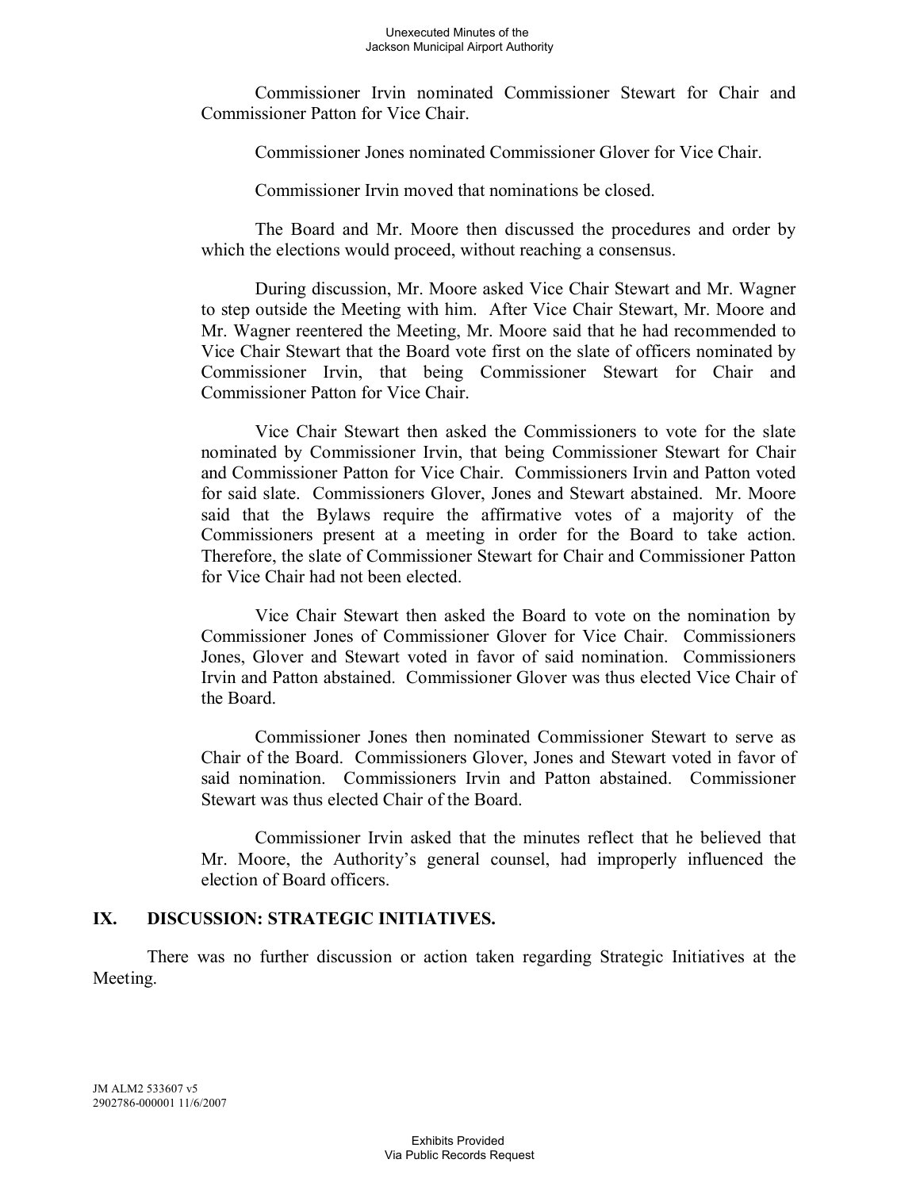Commissioner Irvin nominated Commissioner Stewart for Chair and Commissioner Patton for Vice Chair.

Commissioner Jones nominated Commissioner Glover for Vice Chair.

Commissioner Irvin moved that nominations be closed.

The Board and Mr. Moore then discussed the procedures and order by which the elections would proceed, without reaching a consensus.

During discussion, Mr. Moore asked Vice Chair Stewart and Mr. Wagner to step outside the Meeting with him. After Vice Chair Stewart, Mr. Moore and Mr. Wagner reentered the Meeting, Mr. Moore said that he had recommended to Vice Chair Stewart that the Board vote first on the slate of officers nominated by Commissioner Irvin, that being Commissioner Stewart for Chair and Commissioner Patton for Vice Chair.

Vice Chair Stewart then asked the Commissioners to vote for the slate nominated by Commissioner Irvin, that being Commissioner Stewart for Chair and Commissioner Patton for Vice Chair. Commissioners Irvin and Patton voted for said slate. Commissioners Glover, Jones and Stewart abstained. Mr. Moore said that the Bylaws require the affirmative votes of a majority of the Commissioners present at a meeting in order for the Board to take action. Therefore, the slate of Commissioner Stewart for Chair and Commissioner Patton for Vice Chair had not been elected.

Vice Chair Stewart then asked the Board to vote on the nomination by Commissioner Jones of Commissioner Glover for Vice Chair. Commissioners Jones, Glover and Stewart voted in favor of said nomination. Commissioners Irvin and Patton abstained. Commissioner Glover was thus elected Vice Chair of the Board.

Commissioner Jones then nominated Commissioner Stewart to serve as Chair of the Board. Commissioners Glover, Jones and Stewart voted in favor of said nomination. Commissioners Irvin and Patton abstained. Commissioner Stewart was thus elected Chair of the Board.

Commissioner Irvin asked that the minutes reflect that he believed that Mr. Moore, the Authority's general counsel, had improperly influenced the election of Board officers.

## IX. DISCUSSION: STRATEGIC INITIATIVES.

There was no further discussion or action taken regarding Strategic Initiatives at the Meeting.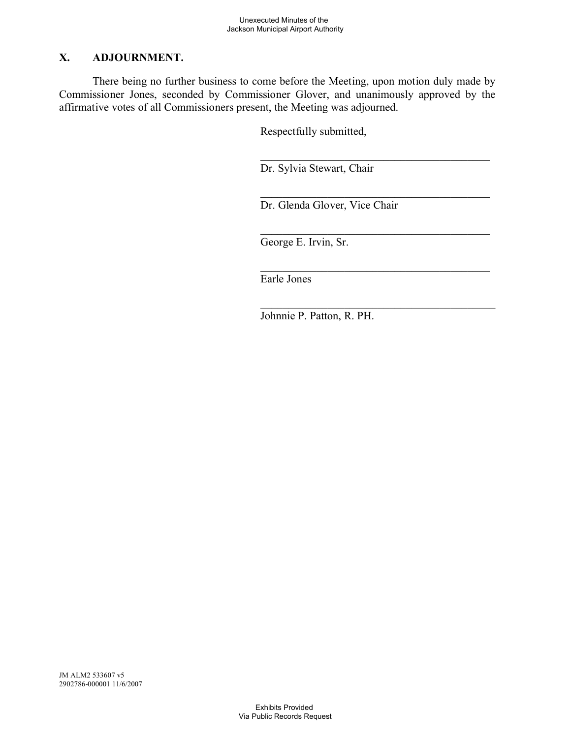## X. ADJOURNMENT.

There being no further business to come before the Meeting, upon motion duly made by Commissioner Jones, seconded by Commissioner Glover, and unanimously approved by the affirmative votes of all Commissioners present, the Meeting was adjourned.

Respectfully submitted,

\_\_\_\_\_\_\_\_\_\_\_\_\_\_\_\_\_\_\_\_\_\_\_\_\_\_\_\_\_\_\_\_\_\_\_\_\_\_\_\_
Dr. Sylvia Stewart, Chair

\_\_\_\_\_\_\_\_\_\_\_\_\_\_\_\_\_\_\_\_\_\_\_\_\_\_\_\_\_\_\_\_\_\_\_\_\_\_\_\_
Dr. Glenda Glover, Vice Chair

\_\_\_\_\_\_\_\_\_\_\_\_\_\_\_\_\_\_\_\_\_\_\_\_\_\_\_\_\_\_\_\_\_\_\_\_\_\_\_\_
George E. Irvin, Sr.

\_\_\_\_\_\_\_\_\_\_\_\_\_\_\_\_\_\_\_\_\_\_\_\_\_\_\_\_\_\_\_\_\_\_\_\_\_\_\_\_
Earle Jones

\_\_\_\_\_\_\_\_\_\_\_\_\_\_\_\_\_\_\_\_\_\_\_\_\_\_\_\_\_\_\_\_\_\_\_\_\_\_\_\_
Johnnie P. Patton, R. PH.

JM ALM2 533607 v5
2902786-000001 11/6/2007

Exhibits Provided
Via Public Records Request